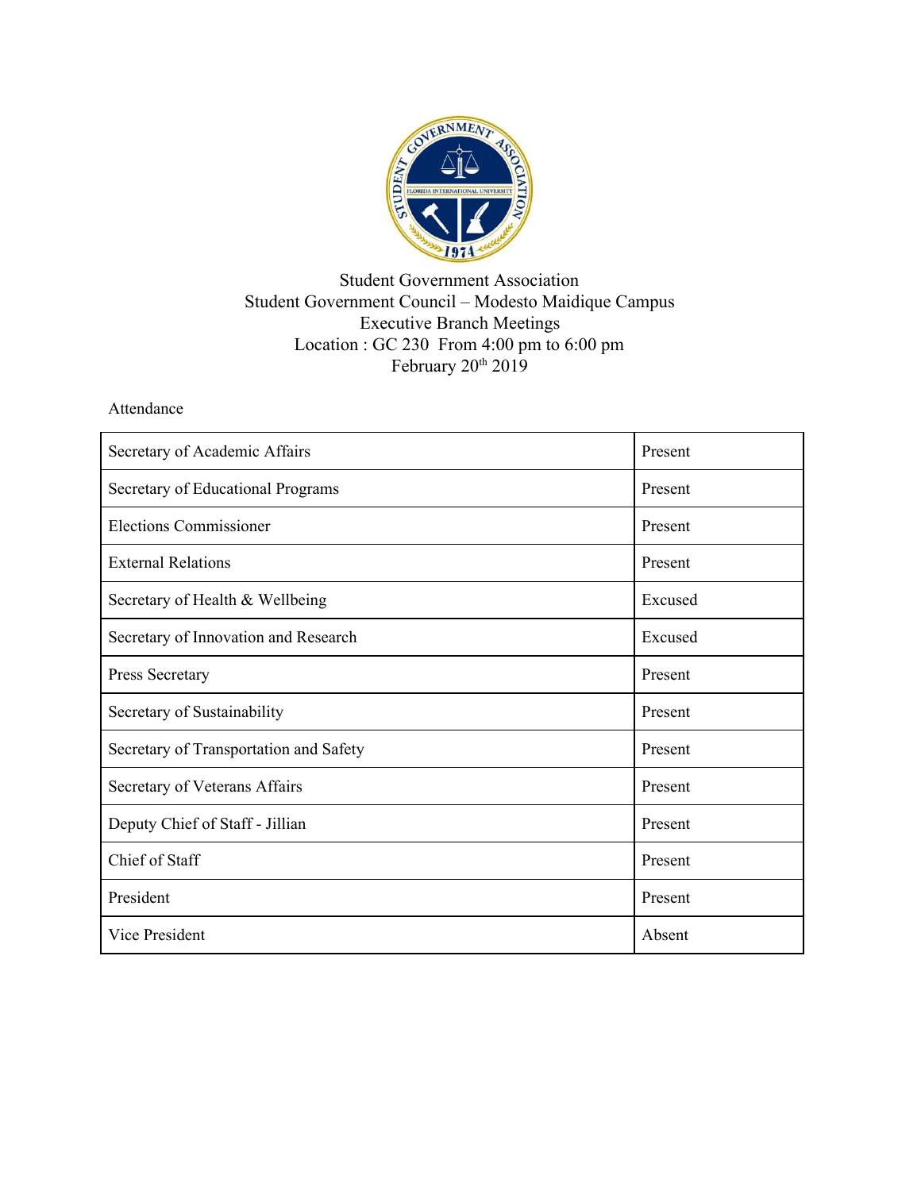Student Government Association
Student Government Council – Modesto Maidique Campus
Executive Branch Meetings
Location : GC 230 From 4:00 pm to 6:00 pm
February 20th 2019

Attendance

| Position | Status |
|---|---|
| Secretary of Academic Affairs | Present |
| Secretary of Educational Programs | Present |
| Elections Commissioner | Present |
| External Relations | Present |
| Secretary of Health & Wellbeing | Excused |
| Secretary of Innovation and Research | Excused |
| Press Secretary | Present |
| Secretary of Sustainability | Present |
| Secretary of Transportation and Safety | Present |
| Secretary of Veterans Affairs | Present |
| Deputy Chief of Staff - Jillian | Present |
| Chief of Staff | Present |
| President | Present |
| Vice President | Absent |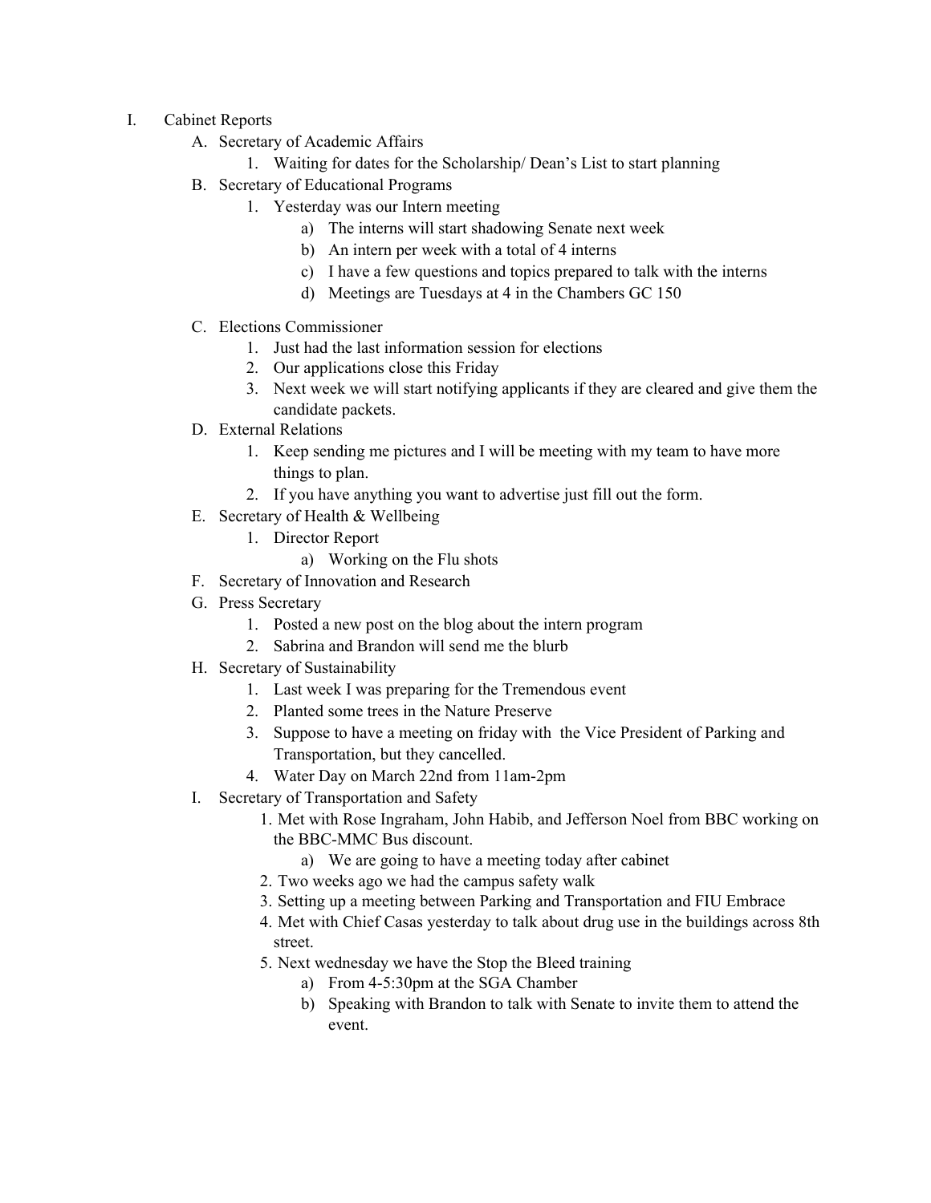I. Cabinet Reports
   A. Secretary of Academic Affairs
      1. Waiting for dates for the Scholarship/ Dean's List to start planning
   B. Secretary of Educational Programs
      1. Yesterday was our Intern meeting
         a) The interns will start shadowing Senate next week
         b) An intern per week with a total of 4 interns
         c) I have a few questions and topics prepared to talk with the interns
         d) Meetings are Tuesdays at 4 in the Chambers GC 150
   C. Elections Commissioner
      1. Just had the last information session for elections
      2. Our applications close this Friday
      3. Next week we will start notifying applicants if they are cleared and give them the candidate packets.
   D. External Relations
      1. Keep sending me pictures and I will be meeting with my team to have more things to plan.
      2. If you have anything you want to advertise just fill out the form.
   E. Secretary of Health & Wellbeing
      1. Director Report
         a) Working on the Flu shots
   F. Secretary of Innovation and Research
   G. Press Secretary
      1. Posted a new post on the blog about the intern program
      2. Sabrina and Brandon will send me the blurb
   H. Secretary of Sustainability
      1. Last week I was preparing for the Tremendous event
      2. Planted some trees in the Nature Preserve
      3. Suppose to have a meeting on friday with the Vice President of Parking and Transportation, but they cancelled.
      4. Water Day on March 22nd from 11am-2pm
   I. Secretary of Transportation and Safety
      1. Met with Rose Ingraham, John Habib, and Jefferson Noel from BBC working on the BBC-MMC Bus discount.
         a) We are going to have a meeting today after cabinet
      2. Two weeks ago we had the campus safety walk
      3. Setting up a meeting between Parking and Transportation and FIU Embrace
      4. Met with Chief Casas yesterday to talk about drug use in the buildings across 8th street.
      5. Next wednesday we have the Stop the Bleed training
         a) From 4-5:30pm at the SGA Chamber
         b) Speaking with Brandon to talk with Senate to invite them to attend the event.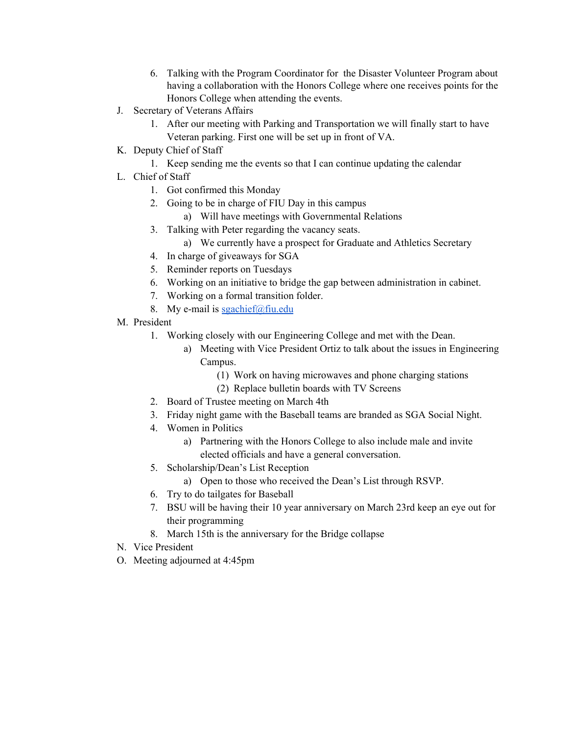6. Talking with the Program Coordinator for the Disaster Volunteer Program about having a collaboration with the Honors College where one receives points for the Honors College when attending the events.

J. Secretary of Veterans Affairs
   1. After our meeting with Parking and Transportation we will finally start to have Veteran parking. First one will be set up in front of VA.

K. Deputy Chief of Staff
   1. Keep sending me the events so that I can continue updating the calendar

L. Chief of Staff
   1. Got confirmed this Monday
   2. Going to be in charge of FIU Day in this campus
      a) Will have meetings with Governmental Relations
   3. Talking with Peter regarding the vacancy seats.
      a) We currently have a prospect for Graduate and Athletics Secretary
   4. In charge of giveaways for SGA
   5. Reminder reports on Tuesdays
   6. Working on an initiative to bridge the gap between administration in cabinet.
   7. Working on a formal transition folder.
   8. My e-mail is sgachief@fiu.edu

M. President
   1. Working closely with our Engineering College and met with the Dean.
      a) Meeting with Vice President Ortiz to talk about the issues in Engineering Campus.
         (1) Work on having microwaves and phone charging stations
         (2) Replace bulletin boards with TV Screens
   2. Board of Trustee meeting on March 4th
   3. Friday night game with the Baseball teams are branded as SGA Social Night.
   4. Women in Politics
      a) Partnering with the Honors College to also include male and invite elected officials and have a general conversation.
   5. Scholarship/Dean's List Reception
      a) Open to those who received the Dean's List through RSVP.
   6. Try to do tailgates for Baseball
   7. BSU will be having their 10 year anniversary on March 23rd keep an eye out for their programming
   8. March 15th is the anniversary for the Bridge collapse

N. Vice President

O. Meeting adjourned at 4:45pm